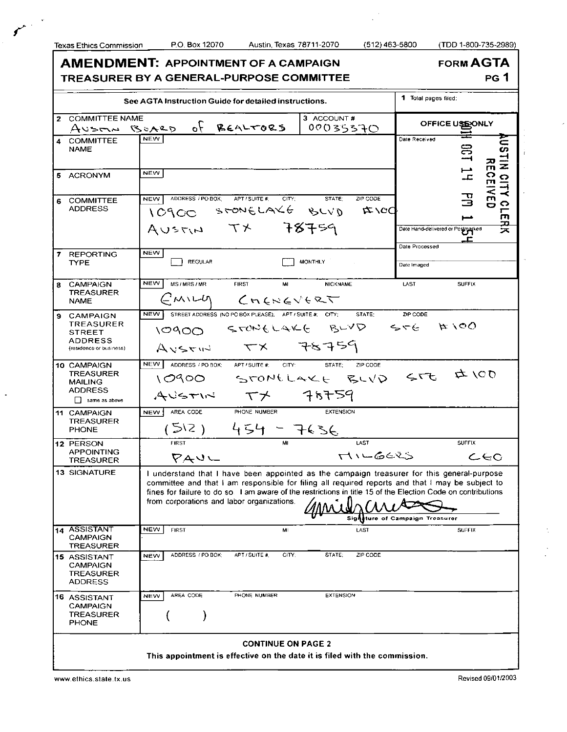Texas Ethics Commission   P.O. Box 12070   Austin, Texas 78711-2070   (512) 463-5800   (TDD 1-800-735-2989)

# AMENDMENT: APPOINTMENT OF A CAMPAIGN TREASURER BY A GENERAL-PURPOSE COMMITTEE

**FORM AGTA** PG 1

See AGTA Instruction Guide for detailed instructions.

**1** Total pages filed:

| Field | Content |
|---|---|
| **2** COMMITTEE NAME | AUSTIN BOARD of REALTORS |
| **3** ACCOUNT # | 00035370 |
| **4** COMMITTEE NAME | NEW |
| **5** ACRONYM | NEW |
| **6** COMMITTEE ADDRESS | NEW ADDRESS / PO BOX; APT / SUITE #; CITY; STATE; ZIP CODE<br>10900 STONELAKE BLVD #100<br>AUSTIN TX 78759 |
| **7** REPORTING TYPE | NEW ☐ REGULAR ☐ MONTHLY |
| **8** CAMPAIGN TREASURER NAME | NEW MS / MRS / MR; FIRST; MI; NICKNAME; LAST; SUFFIX<br>EMILY CHENEVERT |
| **9** CAMPAIGN TREASURER STREET ADDRESS (residence or business) | NEW STREET ADDRESS (NO PO BOX PLEASE); APT / SUITE #; CITY; STATE; ZIP CODE<br>10900 STONELAKE BLVD STE #100<br>AUSTIN TX 78759 |
| **10** CAMPAIGN TREASURER MAILING ADDRESS ☐ same as above | NEW ADDRESS / PO BOX; APT / SUITE #; CITY; STATE; ZIP CODE<br>10900 STONELAKE BLVD STE #100<br>AUSTIN TX 78759 |
| **11** CAMPAIGN TREASURER PHONE | NEW AREA CODE; PHONE NUMBER; EXTENSION<br>(512) 454-7636 |
| **12** PERSON APPOINTING TREASURER | FIRST; MI; LAST; SUFFIX<br>PAUL HILGERS CEO |
| **13** SIGNATURE | I understand that I have been appointed as the campaign treasurer for this general-purpose committee and that I am responsible for filing all required reports and that I may be subject to fines for failure to do so. I am aware of the restrictions in title 15 of the Election Code on contributions from corporations and labor organizations.<br>[signature]<br>Signature of Campaign Treasurer |
| **14** ASSISTANT CAMPAIGN TREASURER | NEW FIRST; MI; LAST; SUFFIX |
| **15** ASSISTANT CAMPAIGN TREASURER ADDRESS | NEW ADDRESS / PO BOX; APT / SUITE #; CITY; STATE; ZIP CODE |
| **16** ASSISTANT CAMPAIGN TREASURER PHONE | NEW AREA CODE; PHONE NUMBER; EXTENSION<br>( ) |

OFFICE USE ONLY
Date Received: 2010 OCT 14 PM 1:54 — AUSTIN CITY CLERK RECEIVED
Date Hand-delivered or Postmarked
Date Processed
Date Imaged

**CONTINUE ON PAGE 2**

**This appointment is effective on the date it is filed with the commission.**

www.ethics.state.tx.us   Revised 09/01/2003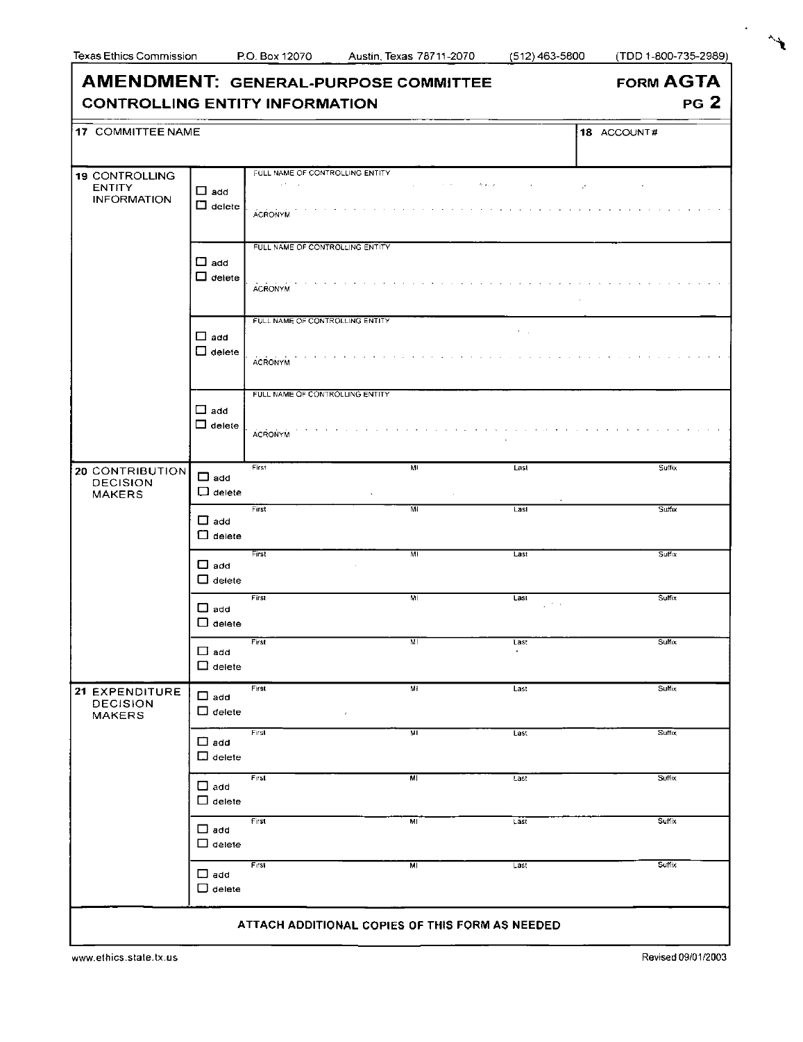Texas Ethics Commission P.O. Box 12070 Austin, Texas 78711-2070 (512) 463-5800 (TDD 1-800-735-2989)

# AMENDMENT: GENERAL-PURPOSE COMMITTEE CONTROLLING ENTITY INFORMATION

**FORM AGTA PG 2**

| 17 COMMITTEE NAME | 18 ACCOUNT # |
|---|---|
| | |

| 19 CONTROLLING ENTITY INFORMATION | | |
|---|---|---|
| | ☐ add ☐ delete | FULL NAME OF CONTROLLING ENTITY<br>ACRONYM |
| | ☐ add ☐ delete | FULL NAME OF CONTROLLING ENTITY<br>ACRONYM |
| | ☐ add ☐ delete | FULL NAME OF CONTROLLING ENTITY<br>ACRONYM |
| | ☐ add ☐ delete | FULL NAME OF CONTROLLING ENTITY<br>ACRONYM |

| 20 CONTRIBUTION DECISION MAKERS | | First | MI | Last | Suffix |
|---|---|---|---|---|---|
| | ☐ add ☐ delete | | | | |
| | ☐ add ☐ delete | | | | |
| | ☐ add ☐ delete | | | | |
| | ☐ add ☐ delete | | | | |
| | ☐ add ☐ delete | | | | |

| 21 EXPENDITURE DECISION MAKERS | | First | MI | Last | Suffix |
|---|---|---|---|---|---|
| | ☐ add ☐ delete | | | | |
| | ☐ add ☐ delete | | | | |
| | ☐ add ☐ delete | | | | |
| | ☐ add ☐ delete | | | | |
| | ☐ add ☐ delete | | | | |

**ATTACH ADDITIONAL COPIES OF THIS FORM AS NEEDED**

www.ethics.state.tx.us Revised 09/01/2003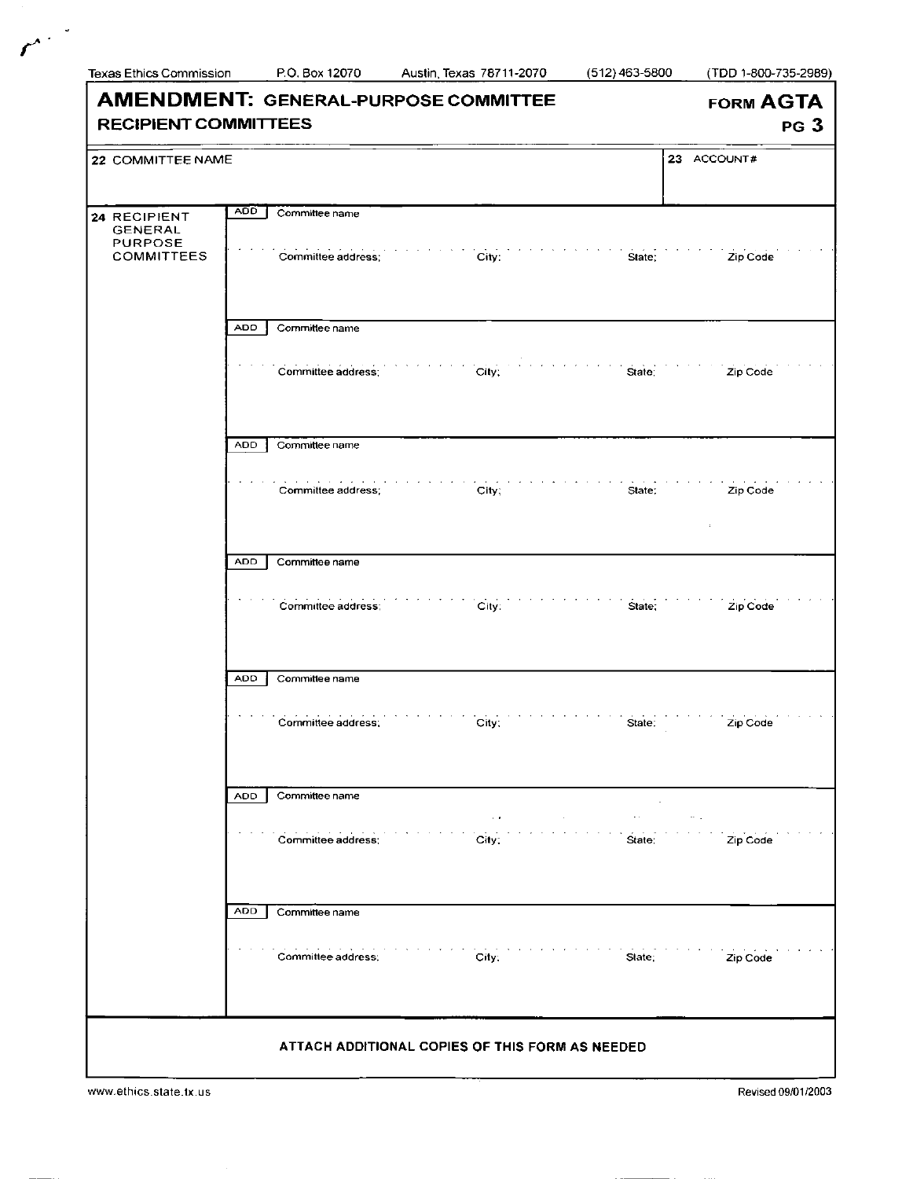Texas Ethics Commission    P.O. Box 12070    Austin, Texas 78711-2070    (512) 463-5800    (TDD 1-800-735-2989)

# AMENDMENT: GENERAL-PURPOSE COMMITTEE
## RECIPIENT COMMITTEES

**FORM AGTA**
**PG 3**

| | |
|---|---|
| 22 COMMITTEE NAME | 23 ACCOUNT# |

| | | |
|---|---|---|
| 24 RECIPIENT GENERAL PURPOSE COMMITTEES | ADD | Committee name<br><br>Committee address; City; State; Zip Code |
| | ADD | Committee name<br><br>Committee address; City; State; Zip Code |
| | ADD | Committee name<br><br>Committee address; City; State; Zip Code |
| | ADD | Committee name<br><br>Committee address; City; State; Zip Code |
| | ADD | Committee name<br><br>Committee address; City; State; Zip Code |
| | ADD | Committee name<br><br>Committee address; City; State; Zip Code |
| | ADD | Committee name<br><br>Committee address; City; State; Zip Code |

**ATTACH ADDITIONAL COPIES OF THIS FORM AS NEEDED**

www.ethics.state.tx.us    Revised 09/01/2003